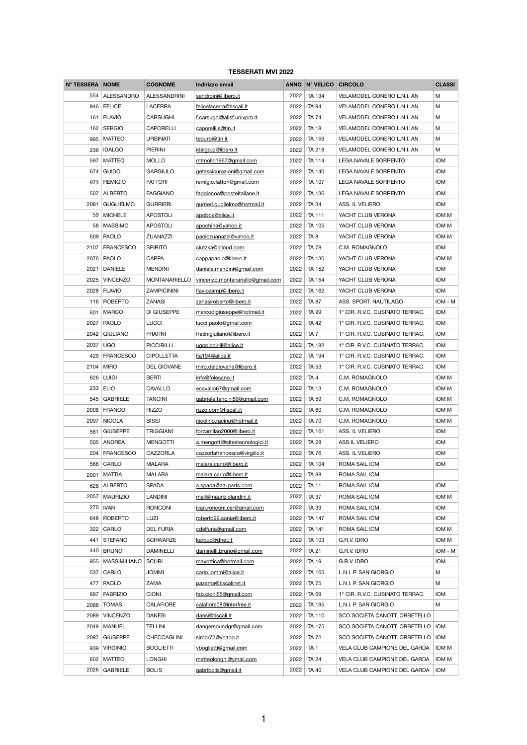**TESSERATI MVI 2022**

| N° TESSERA | NOME | COGNOME | Indirizzo email | ANNO | N° VELICO | CIRCOLO | CLASSI |
|---|---|---|---|---|---|---|---|
| 554 | ALESSANDRO | ALESSANDRINI | sandroini@libero.it | 2022 | ITA 134 | VELAMODEL CONERO L.N.I. AN | M |
| 946 | FELICE | LACERRA | felicelacerra@tiscali.it | 2022 | ITA 94 | VELAMODEL CONERO L.N.I. AN | M |
| 161 | FLAVIO | CARSUGHI | f.carsughi@alisf.univpm.it | 2022 | ITA 74 | VELAMODEL CONERO L.N.I. AN | M |
| 162 | SERGIO | CAPORELLI | caporelli.s@tin.it | 2022 | ITA 18 | VELAMODEL CONERO L.N.I. AN | M |
| 995 | MATTEO | URBINATI | teourbi@tin.it | 2022 | ITA 159 | VELAMODEL CONERO L.N.I. AN | M |
| 236 | IDALGO | PIERINI | idalgo.p@libero.it | 2022 | ITA 218 | VELAMODEL CONERO L.N.I. AN | M |
| 597 | MATTEO | MOLLO | mtmollo1967@gmail.com | 2022 | ITA 114 | LEGA NAVALE SORRENTO | IOM |
| 674 | GUIDO | GARGIULO | getassicurazioni@gmail.com | 2022 | ITA 140 | LEGA NAVALE SORRENTO | IOM |
| 973 | REMIGIO | FATTORI | remigio.fattori@gmail.com | 2022 | ITA 107 | LEGA NAVALE SORRENTO | IOM |
| 507 | ALBERTO | FAGGIANO | faggianoa@posteitaliane.it | 2022 | ITA 136 | LEGA NAVALE SORRENTO | IOM |
| 2081 | GUGLIELMO | GURRIERI | gurrieri.guglielmo@hotmail.it | 2022 | ITA 34 | ASS. IL VELIERO | IOM |
| 59 | MICHELE | APOSTOLI | apobox@alice.it | 2022 | ITA 111 | YACHT CLUB VERONA | IOM M |
| 58 | MASSIMO | APOSTOLI | apochina@yahoo.it | 2022 | ITA 105 | YACHT CLUB VERONA | IOM M |
| 609 | PAOLO | ZUANAZZI | paolozuanazzi@yahoo.it | 2022 | ITA 8 | YACHT CLUB VERONA | IOM M |
| 2107 | FRANCESCO | SPIRITO | ciutzka@icloud.com | 2022 | ITA 78 | C.M. ROMAGNOLO | IOM |
| 2076 | PAOLO | CAPPA | cappapaolo@libero.it | 2022 | ITA 130 | YACHT CLUB VERONA | IOM M |
| 2021 | DANIELE | MENDINI | daniele.mendini@gmail.com | 2022 | ITA 152 | YACHT CLUB VERONA | IOM |
| 2025 | VINCENZO | MONTANARIELLO | vincenzo.montanariello@gmail.com | 2022 | ITA 154 | YACHT CLUB VERONA | IOM |
| 2028 | FLAVIO | ZAMPICININI | flaviozamp@libero.it | 2022 | ITA 162 | YACHT CLUB VERONA | IOM |
| 116 | ROBERTO | ZANASI | zanasiroberto@libero.it | 2022 | ITA 87 | ASS. SPORT. NAUTILAGO | IOM - M |
| 601 | MARCO | DI GIUSEPPE | marcodigiuseppe@hotmail.it | 2022 | ITA 99 | 1° CIR. R.V.C. CUSINATO TERRAC. | IOM |
| 2027 | PAOLO | LUCCI | lucci.paolo@gmail.com | 2022 | ITA 42 | 1° CIR. R.V.C. CUSINATO TERRAC. | IOM |
| 2042 | GIULIANO | FRATINI | fratinigiuliano@libero.it | 2022 | ITA 7 | 1° CIR. R.V.C. CUSINATO TERRAC. | IOM |
| 2037 | UGO | PICCIRILLI | ugopiccirilli@alice.it | 2022 | ITA 182 | 1° CIR. R.V.C. CUSINATO TERRAC. | IOM |
| 429 | FRANCESCO | CIPOLLETTA | ita194@alice.it | 2022 | ITA 194 | 1° CIR. R.V.C. CUSINATO TERRAC. | IOM |
| 2104 | MIRO | DEL GIOVANE | miro.delgiovane@libero.it | 2022 | ITA 53 | 1° CIR. R.V.C. CUSINATO TERRAC. | IOM |
| 626 | LUIGI | BERTI | info@folesano.it | 2022 | ITA 4 | C.M. ROMAGNOLO | IOM M |
| 233 | ELIO | CAVALLO | ecavallo67@gmail.com | 2022 | ITA 13 | C.M. ROMAGNOLO | IOM M |
| 545 | GABRIELE | TANCINI | gabriele.tancini59@gmail.com | 2022 | ITA 59 | C.M. ROMAGNOLO | IOM M |
| 2008 | FRANCO | RIZZO | rizzo.com@tiscali.it | 2022 | ITA 60 | C.M. ROMAGNOLO | IOM M |
| 2097 | NICOLA | BISSI | nicolino.racing@hotmail.it | 2022 | ITA 70 | C.M. ROMAGNOLO | IOM M |
| 581 | GIUSEPPE | TRIGGIANI | forzamilan2000@libero.it | 2022 | ITA 161 | ASS. IL VELIERO | IOM |
| 505 | ANDREA | MENGOTTI | a.mengotti@sitestecnologici.it | 2022 | ITA 28 | ASS.IL VELIERO | IOM |
| 204 | FRANCESCO | CAZZORLA | cazzorlafrancesco@virgilio.it | 2022 | ITA 76 | ASS. IL VELIERO | IOM |
| 566 | CARLO | MALARA | malara.carlo@libero.it | 2022 | ITA 104 | ROMA SAIL IOM | IOM |
| 2001 | MATTIA | MALARA | malara.carlo@libero.it | 2022 | ITA 88 | ROMA SAIL IOM | |
| 628 | ALBERTO | SPADA | a.spada@aa-parts.com | 2022 | ITA 11 | ROMA SAIL IOM | IOM |
| 2057 | MAURIZIO | LANDINI | mail@mauriziolandini.it | 2022 | ITA 37 | ROMA SAIL IOM | IOM M |
| 270 | IVAN | RONCONI | ivan.ronconi.csr@gmail.com | 2022 | ITA 39 | ROMA SAIL IOM | IOM |
| 648 | ROBERTO | LUZI | roberto99.sonia@libero.it | 2022 | ITA 147 | ROMA SAIL IOM | IOM |
| 322 | CARLO | DEL FURIA | cdelfuria@gmail.com | 2022 | ITA 141 | ROMA SAIL IOM | IOM M |
| 441 | STEFANO | SCHWARZE | kargud@dnet.it | 2022 | ITA 103 | G.R.V. IDRO | IOM M |
| 440 | BRUNO | DAMINELLI | daminelli.bruno@gmail.com | 2022 | ITA 21 | G.R.V. IDRO | IOM - M |
| 955 | MASSIMILIANO | SCURI | maxottica@hotmail.com | 2022 | ITA 19 | G.R.V. IDRO | IOM |
| 537 | CARLO | JOMMI | carlo.jommi@alice.it | 2022 | ITA 165 | L.N.I. P. SAN GIORGIO | M |
| 477 | PAOLO | ZAMA | pazama@tiscalinet.it | 2022 | ITA 75 | L.N.I. P. SAN GIORGIO | M |
| 697 | FABRIZIO | CIONI | fab.cioni55@gmail.com | 2022 | ITA 69 | 1° CIR. R.V.C. CUSINATO TERRAC. | IOM |
| 2088 | TOMAS | CALAFIORE | calafiore08@interfree.it | 2022 | ITA 195 | L.N.I. P. SAN GIORGIO | M |
| 2089 | VINCENZO | DANESI | dansi@tiscali.it | 2022 | ITA 110 | SCO SOCIETA CANOTT. ORBETELLO | |
| 2049 | MANUEL | TELLINI | dangersoundgr@gmail.com | 2022 | ITA 175 | SCO SOCIETA CANOTT. ORBETELLO | IOM |
| 2087 | GIUSEPPE | CHECCAGLINI | simor72@yhaoo.it | 2022 | ITA 72 | SCO SOCIETA CANOTT. ORBETELLO | IOM |
| 939 | VIRGINIO | BOGLIETTI | vboglietti@gmail.com | 2022 | ITA 1 | VELA CLUB CAMPIONE DEL GARDA | IOM M |
| 602 | MATTEO | LONGHI | matteolonghi@ymail.com | 2022 | ITA 24 | VELA CLUB CAMPIONE DEL GARDA | IOM M |
| 2026 | GABRIELE | BOLIS | gabribolis@gmail.it | 2022 | ITA 40 | VELA CLUB CAMPIONE DEL GARDA | IOM |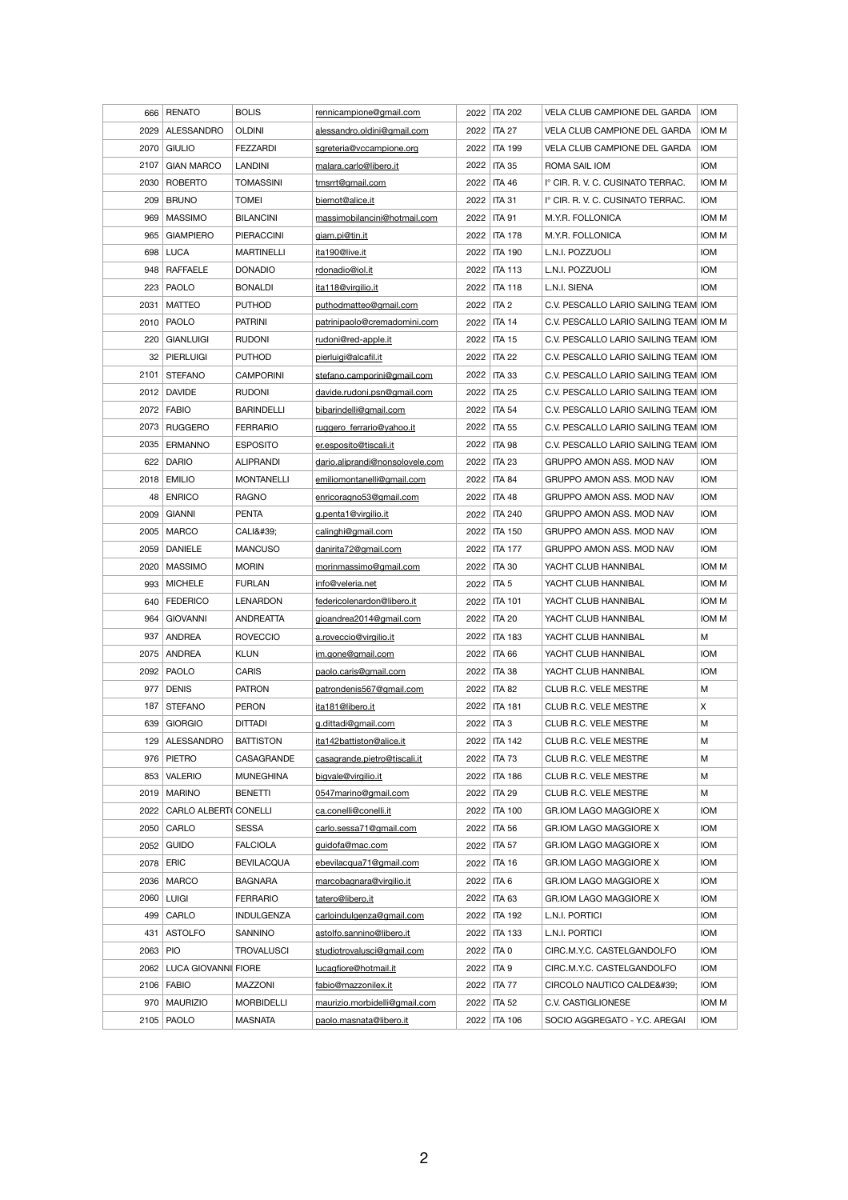| | | | | | | | |
|---|---|---|---|---|---|---|---|
| 666 | RENATO | BOLIS | rennicampione@gmail.com | 2022 | ITA 202 | VELA CLUB CAMPIONE DEL GARDA | IOM |
| 2029 | ALESSANDRO | OLDINI | alessandro.oldini@gmail.com | 2022 | ITA 27 | VELA CLUB CAMPIONE DEL GARDA | IOM M |
| 2070 | GIULIO | FEZZARDI | sgreteria@vccampione.org | 2022 | ITA 199 | VELA CLUB CAMPIONE DEL GARDA | IOM |
| 2107 | GIAN MARCO | LANDINI | malara.carlo@libero.it | 2022 | ITA 35 | ROMA SAIL IOM | IOM |
| 2030 | ROBERTO | TOMASSINI | tmsrrt@gmail.com | 2022 | ITA 46 | I° CIR. R. V. C. CUSINATO TERRAC. | IOM M |
| 209 | BRUNO | TOMEI | biemot@alice.it | 2022 | ITA 31 | I° CIR. R. V. C. CUSINATO TERRAC. | IOM |
| 969 | MASSIMO | BILANCINI | massimobilancini@hotmail.com | 2022 | ITA 91 | M.Y.R. FOLLONICA | IOM M |
| 965 | GIAMPIERO | PIERACCINI | giam.pi@tin.it | 2022 | ITA 178 | M.Y.R. FOLLONICA | IOM M |
| 698 | LUCA | MARTINELLI | ita190@live.it | 2022 | ITA 190 | L.N.I. POZZUOLI | IOM |
| 948 | RAFFAELE | DONADIO | rdonadio@iol.it | 2022 | ITA 113 | L.N.I. POZZUOLI | IOM |
| 223 | PAOLO | BONALDI | ita118@virgilio.it | 2022 | ITA 118 | L.N.I. SIENA | IOM |
| 2031 | MATTEO | PUTHOD | puthodmatteo@gmail.com | 2022 | ITA 2 | C.V. PESCALLO LARIO SAILING TEAM | IOM |
| 2010 | PAOLO | PATRINI | patrinipaolo@cremadomini.com | 2022 | ITA 14 | C.V. PESCALLO LARIO SAILING TEAM | IOM M |
| 220 | GIANLUIGI | RUDONI | rudoni@red-apple.it | 2022 | ITA 15 | C.V. PESCALLO LARIO SAILING TEAM | IOM |
| 32 | PIERLUIGI | PUTHOD | pierluigi@alcafil.it | 2022 | ITA 22 | C.V. PESCALLO LARIO SAILING TEAM | IOM |
| 2101 | STEFANO | CAMPORINI | stefano.camporini@gmail.com | 2022 | ITA 33 | C.V. PESCALLO LARIO SAILING TEAM | IOM |
| 2012 | DAVIDE | RUDONI | davide.rudoni.psn@gmail.com | 2022 | ITA 25 | C.V. PESCALLO LARIO SAILING TEAM | IOM |
| 2072 | FABIO | BARINDELLI | bibarindelli@gmail.com | 2022 | ITA 54 | C.V. PESCALLO LARIO SAILING TEAM | IOM |
| 2073 | RUGGERO | FERRARIO | ruggero_ferrario@yahoo.it | 2022 | ITA 55 | C.V. PESCALLO LARIO SAILING TEAM | IOM |
| 2035 | ERMANNO | ESPOSITO | er.esposito@tiscali.it | 2022 | ITA 98 | C.V. PESCALLO LARIO SAILING TEAM | IOM |
| 622 | DARIO | ALIPRANDI | dario.aliprandi@nonsolovele.com | 2022 | ITA 23 | GRUPPO AMON ASS. MOD NAV | IOM |
| 2018 | EMILIO | MONTANELLI | emiliomontanelli@gmail.com | 2022 | ITA 84 | GRUPPO AMON ASS. MOD NAV | IOM |
| 48 | ENRICO | RAGNO | enricoragno53@gmail.com | 2022 | ITA 48 | GRUPPO AMON ASS. MOD NAV | IOM |
| 2009 | GIANNI | PENTA | g.penta1@virgilio.it | 2022 | ITA 240 | GRUPPO AMON ASS. MOD NAV | IOM |
| 2005 | MARCO | CALI&#39; | calinghi@gmail.com | 2022 | ITA 150 | GRUPPO AMON ASS. MOD NAV | IOM |
| 2059 | DANIELE | MANCUSO | danirita72@gmail.com | 2022 | ITA 177 | GRUPPO AMON ASS. MOD NAV | IOM |
| 2020 | MASSIMO | MORIN | morinmassimo@gmail.com | 2022 | ITA 30 | YACHT CLUB HANNIBAL | IOM M |
| 993 | MICHELE | FURLAN | info@veleria.net | 2022 | ITA 5 | YACHT CLUB HANNIBAL | IOM M |
| 640 | FEDERICO | LENARDON | federicolenardon@libero.it | 2022 | ITA 101 | YACHT CLUB HANNIBAL | IOM M |
| 964 | GIOVANNI | ANDREATTA | gioandrea2014@gmail.com | 2022 | ITA 20 | YACHT CLUB HANNIBAL | IOM M |
| 937 | ANDREA | ROVECCIO | a.roveccio@virgilio.it | 2022 | ITA 183 | YACHT CLUB HANNIBAL | M |
| 2075 | ANDREA | KLUN | im.gone@gmail.com | 2022 | ITA 66 | YACHT CLUB HANNIBAL | IOM |
| 2092 | PAOLO | CARIS | paolo.caris@gmail.com | 2022 | ITA 38 | YACHT CLUB HANNIBAL | IOM |
| 977 | DENIS | PATRON | patrondenis567@gmail.com | 2022 | ITA 82 | CLUB R.C. VELE MESTRE | M |
| 187 | STEFANO | PERON | ita181@libero.it | 2022 | ITA 181 | CLUB R.C. VELE MESTRE | X |
| 639 | GIORGIO | DITTADI | g.dittadi@gmail.com | 2022 | ITA 3 | CLUB R.C. VELE MESTRE | M |
| 129 | ALESSANDRO | BATTISTON | ita142battiston@alice.it | 2022 | ITA 142 | CLUB R.C. VELE MESTRE | M |
| 976 | PIETRO | CASAGRANDE | casagrande.pietro@tiscali.it | 2022 | ITA 73 | CLUB R.C. VELE MESTRE | M |
| 853 | VALERIO | MUNEGHINA | bigvale@virgilio.it | 2022 | ITA 186 | CLUB R.C. VELE MESTRE | M |
| 2019 | MARINO | BENETTI | 0547marino@gmail.com | 2022 | ITA 29 | CLUB R.C. VELE MESTRE | M |
| 2022 | CARLO ALBERTO | CONELLI | ca.conelli@conelli.it | 2022 | ITA 100 | GR.IOM LAGO MAGGIORE X | IOM |
| 2050 | CARLO | SESSA | carlo.sessa71@gmail.com | 2022 | ITA 56 | GR.IOM LAGO MAGGIORE X | IOM |
| 2052 | GUIDO | FALCIOLA | guidofa@mac.com | 2022 | ITA 57 | GR.IOM LAGO MAGGIORE X | IOM |
| 2078 | ERIC | BEVILACQUA | ebevilacqua71@gmail.com | 2022 | ITA 16 | GR.IOM LAGO MAGGIORE X | IOM |
| 2036 | MARCO | BAGNARA | marcobagnara@virgilio.it | 2022 | ITA 6 | GR.IOM LAGO MAGGIORE X | IOM |
| 2060 | LUIGI | FERRARIO | tatero@libero.it | 2022 | ITA 63 | GR.IOM LAGO MAGGIORE X | IOM |
| 499 | CARLO | INDULGENZA | carloindulgenza@gmail.com | 2022 | ITA 192 | L.N.I. PORTICI | IOM |
| 431 | ASTOLFO | SANNINO | astolfo.sannino@libero.it | 2022 | ITA 133 | L.N.I. PORTICI | IOM |
| 2063 | PIO | TROVALUSCI | studiotrovalusci@gmail.com | 2022 | ITA 0 | CIRC.M.Y.C. CASTELGANDOLFO | IOM |
| 2062 | LUCA GIOVANNI | FIORE | lucagfiore@hotmail.it | 2022 | ITA 9 | CIRC.M.Y.C. CASTELGANDOLFO | IOM |
| 2106 | FABIO | MAZZONI | fabio@mazzonilex.it | 2022 | ITA 77 | CIRCOLO NAUTICO CALDE&#39; | IOM |
| 970 | MAURIZIO | MORBIDELLI | maurizio.morbidelli@gmail.com | 2022 | ITA 52 | C.V. CASTIGLIONESE | IOM M |
| 2105 | PAOLO | MASNATA | paolo.masnata@libero.it | 2022 | ITA 106 | SOCIO AGGREGATO - Y.C. AREGAI | IOM |